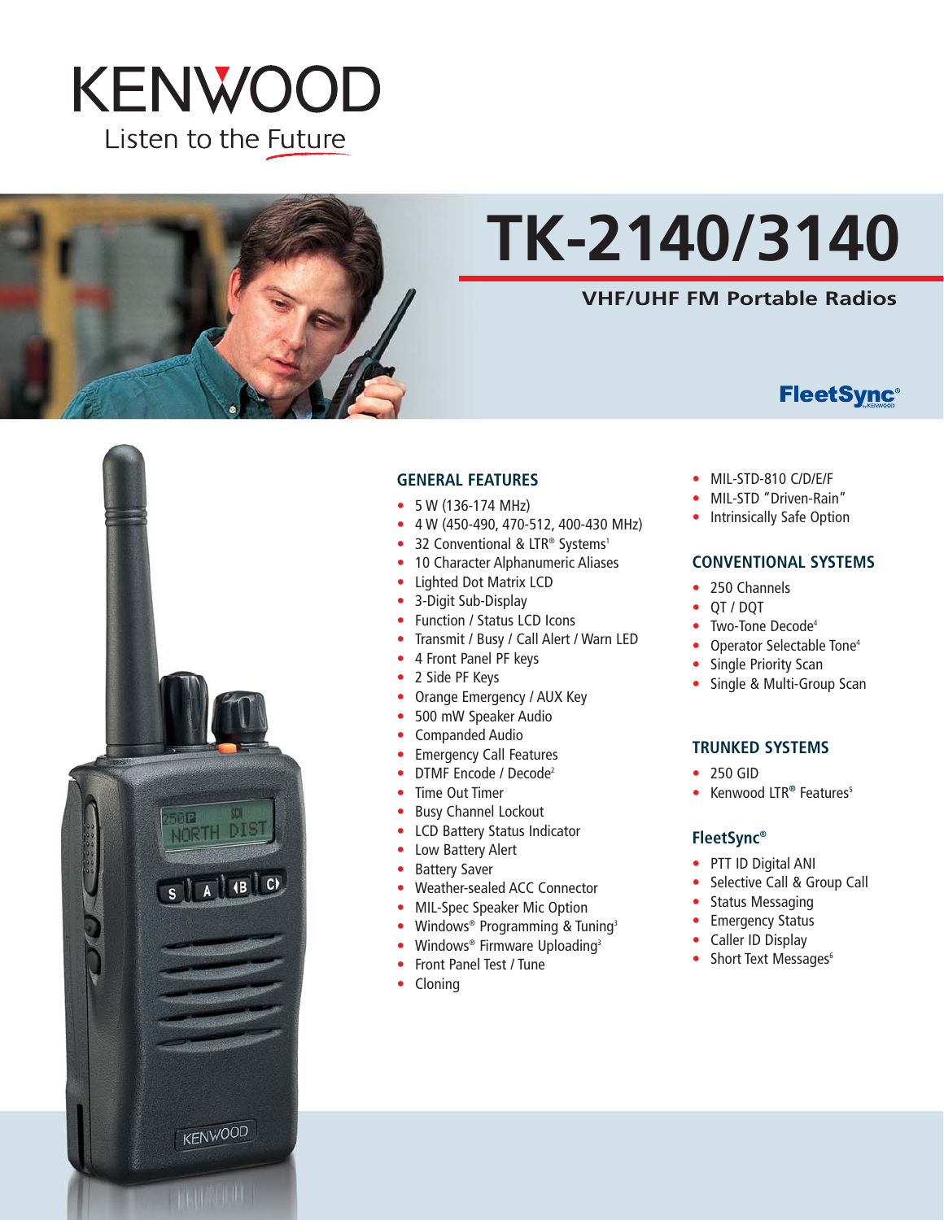KENWOOD

Listen to the Future

# TK-2140/3140

## VHF/UHF FM Portable Radios

FleetSync®

### GENERAL FEATURES

- 5 W (136-174 MHz)
- 4 W (450-490, 470-512, 400-430 MHz)
- 32 Conventional & LTR® Systems[1]
- 10 Character Alphanumeric Aliases
- Lighted Dot Matrix LCD
- 3-Digit Sub-Display
- Function / Status LCD Icons
- Transmit / Busy / Call Alert / Warn LED
- 4 Front Panel PF keys
- 2 Side PF Keys
- Orange Emergency / AUX Key
- 500 mW Speaker Audio
- Companded Audio
- Emergency Call Features
- DTMF Encode / Decode[2]
- Time Out Timer
- Busy Channel Lockout
- LCD Battery Status Indicator
- Low Battery Alert
- Battery Saver
- Weather-sealed ACC Connector
- MIL-Spec Speaker Mic Option
- Windows® Programming & Tuning[3]
- Windows® Firmware Uploading[3]
- Front Panel Test / Tune
- Cloning
- MIL-STD-810 C/D/E/F
- MIL-STD "Driven-Rain"
- Intrinsically Safe Option

### CONVENTIONAL SYSTEMS

- 250 Channels
- QT / DQT
- Two-Tone Decode[4]
- Operator Selectable Tone[4]
- Single Priority Scan
- Single & Multi-Group Scan

### TRUNKED SYSTEMS

- 250 GID
- Kenwood LTR® Features[5]

### FleetSync®

- PTT ID Digital ANI
- Selective Call & Group Call
- Status Messaging
- Emergency Status
- Caller ID Display
- Short Text Messages[6]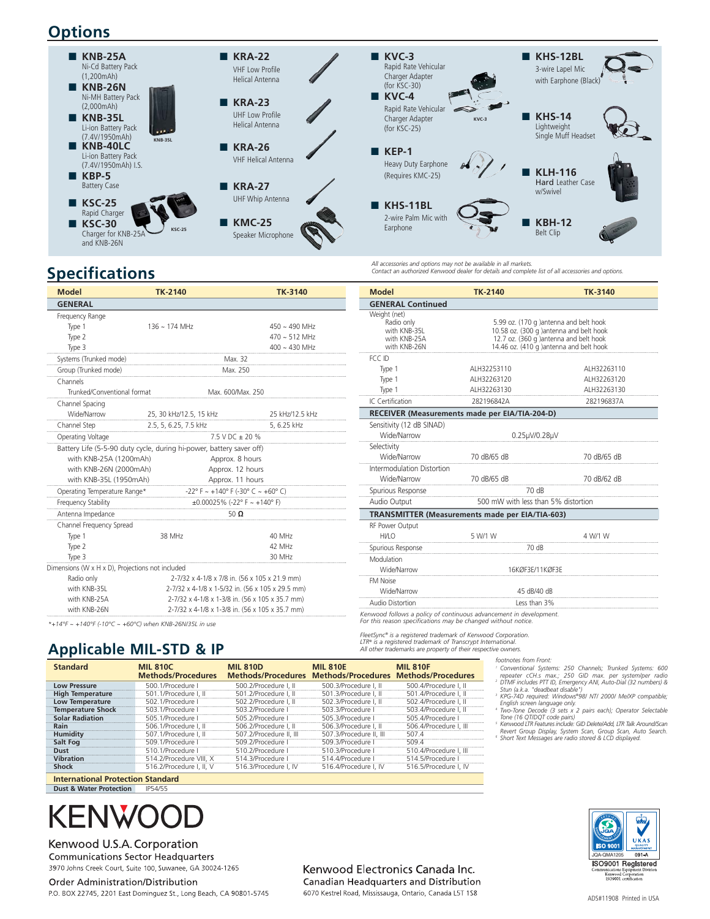## Options

- **KNB-25A** Ni-Cd Battery Pack (1,200mAh)
- **KNB-26N** Ni-MH Battery Pack (2,000mAh)
- **KNB-35L** Li-ion Battery Pack (7.4V/1950mAh)
- **KNB-40LC** Li-ion Battery Pack (7.4V/1950mAh) I.S.
- **KBP-5** Battery Case
- **KSC-25** Rapid Charger
- **KSC-30** Charger for KNB-25A and KNB-26N
- **KRA-22** VHF Low Profile Helical Antenna
- **KRA-23** UHF Low Profile Helical Antenna
- **KRA-26** VHF Helical Antenna
- **KRA-27** UHF Whip Antenna
- **KMC-25** Speaker Microphone
- **KVC-3** Rapid Rate Vehicular Charger Adapter (for KSC-30)
- **KVC-4** Rapid Rate Vehicular Charger Adapter (for KSC-25)
- **KEP-1** Heavy Duty Earphone (Requires KMC-25)
- **KHS-11BL** 2-wire Palm Mic with Earphone
- **KHS-12BL** 3-wire Lapel Mic with Earphone (Black)
- **KHS-14** Lightweight Single Muff Headset
- **KLH-116** Hard Leather Case w/Swivel
- **KBH-12** Belt Clip

*All accessories and options may not be available in all markets.*
*Contact an authorized Kenwood dealer for details and complete list of all accessories and options.*

## Specifications

| Model | TK-2140 | TK-3140 |
|---|---|---|
| **GENERAL** | | |
| Frequency Range | | |
| Type 1 | 136 ~ 174 MHz | 450 ~ 490 MHz |
| Type 2 | | 470 ~ 512 MHz |
| Type 3 | | 400 ~ 430 MHz |
| Systems (Trunked mode) | Max. 32 | |
| Group (Trunked mode) | Max. 250 | |
| Channels | | |
| Trunked/Conventional format | Max. 600/Max. 250 | |
| Channel Spacing | | |
| Wide/Narrow | 25, 30 kHz/12.5, 15 kHz | 25 kHz/12.5 kHz |
| Channel Step | 2.5, 5, 6.25, 7.5 kHz | 5, 6.25 kHz |
| Operating Voltage | 7.5 V DC ± 20 % | |
| Battery Life (5-5-90 duty cycle, during hi-power, battery saver off) | | |
| with KNB-25A (1200mAh) | Approx. 8 hours | |
| with KNB-26N (2000mAh) | Approx. 12 hours | |
| with KNB-35L (1950mAh) | Approx. 11 hours | |
| Operating Temperature Range* | -22° F ~ +140° F (-30° C ~ +60° C) | |
| Frequency Stability | ±0.00025% (-22° F ~ +140° F) | |
| Antenna Impedance | 50 Ω | |
| Channel Frequency Spread | | |
| Type 1 | 38 MHz | 40 MHz |
| Type 2 | | 42 MHz |
| Type 3 | | 30 MHz |
| Dimensions (W x H x D), Projections not included | | |
| Radio only | 2-7/32 x 4-1/8 x 7/8 in. (56 x 105 x 21.9 mm) | |
| with KNB-35L | 2-7/32 x 4-1/8 x 1-5/32 in. (56 x 105 x 29.5 mm) | |
| with KNB-25A | 2-7/32 x 4-1/8 x 1-3/8 in. (56 x 105 x 35.7 mm) | |
| with KNB-26N | 2-7/32 x 4-1/8 x 1-3/8 in. (56 x 105 x 35.7 mm) | |

*\*+14°F ~ +140°F (-10°C ~ +60°C) when KNB-26N/35L in use*

| Model | TK-2140 | TK-3140 |
|---|---|---|
| **GENERAL Continued** | | |
| Weight (net) | | |
| Radio only | 5.99 oz. (170 g )antenna and belt hook | |
| with KNB-35L | 10.58 oz. (300 g )antenna and belt hook | |
| with KNB-25A | 12.7 oz. (360 g )antenna and belt hook | |
| with KNB-26N | 14.46 oz. (410 g )antenna and belt hook | |
| FCC ID | | |
| Type 1 | ALH32253110 | ALH32263110 |
| Type 1 | ALH32263120 | ALH32263120 |
| Type 1 | ALH32263130 | ALH32263130 |
| IC Certification | 282196842A | 282196837A |
| **RECEIVER (Measurements made per EIA/TIA-204-D)** | | |
| Sensitivity (12 dB SINAD) | | |
| Wide/Narrow | 0.25μV/0.28μV | |
| Selectivity | | |
| Wide/Narrow | 70 dB/65 dB | 70 dB/65 dB |
| Intermodulation Distortion | | |
| Wide/Narrow | 70 dB/65 dB | 70 dB/62 dB |
| Spurious Response | 70 dB | |
| Audio Output | 500 mW with less than 5% distortion | |
| **TRANSMITTER (Measurements made per EIA/TIA-603)** | | |
| RF Power Output | | |
| HI/LO | 5 W/1 W | 4 W/1 W |
| Spurious Response | 70 dB | |
| Modulation | | |
| Wide/Narrow | 16KØF3E/11KØF3E | |
| FM Noise | | |
| Wide/Narrow | 45 dB/40 dB | |
| Audio Distortion | Less than 3% | |

*Kenwood follows a policy of continuous advancement in development.*
*For this reason specifications may be changed without notice.*

*FleetSync® is a registered trademark of Kenwood Corporation.*
*LTR® is a registered trademark of Transcrypt International.*
*All other trademarks are property of their respective owners.*

## Applicable MIL-STD & IP

| Standard | MIL 810C Methods/Procedures | MIL 810D Methods/Procedures | MIL 810E Methods/Procedures | MIL 810F Methods/Procedures |
|---|---|---|---|---|
| **Low Pressure** | 500.1/Procedure I | 500.2/Procedure I, II | 500.3/Procedure I, II | 500.4/Procedure I, II |
| **High Temperature** | 501.1/Procedure I, II | 501.2/Procedure I, II | 501.3/Procedure I, II | 501.4/Procedure I, II |
| **Low Temperature** | 502.1/Procedure I | 502.2/Procedure I, II | 502.3/Procedure I, II | 502.4/Procedure I, II |
| **Temperature Shock** | 503.1/Procedure I | 503.2/Procedure I | 503.3/Procedure I | 503.4/Procedure I, II |
| **Solar Radiation** | 505.1/Procedure I | 505.2/Procedure I | 505.3/Procedure I | 505.4/Procedure I |
| **Rain** | 506.1/Procedure I, II | 506.2/Procedure I, II | 506.3/Procedure I, II | 506.4/Procedure I, III |
| **Humidity** | 507.1/Procedure I, II | 507.2/Procedure II, III | 507.3/Procedure II, III | 507.4 |
| **Salt Fog** | 509.1/Procedure I | 509.2/Procedure I | 509.3/Procedure I | 509.4 |
| **Dust** | 510.1/Procedure I | 510.2/Procedure I | 510.3/Procedure I | 510.4/Procedure I, III |
| **Vibration** | 514.2/Procedure VIII, X | 514.3/Procedure I | 514.4/Procedure I | 514.5/Procedure I |
| **Shock** | 516.2/Procedure I, II, V | 516.3/Procedure I, IV | 516.4/Procedure I, IV | 516.5/Procedure I, IV |
| **International Protection Standard** | | | | |
| **Dust & Water Protection** | IP54/55 | | | |

*footnotes from Front:*

*[1] Conventional Systems: 250 Channels; Trunked Systems: 600 repeater cCH.s max.; 250 GID max. per system/per radio*
*[2] DTMF includes PTT ID, Emergency ANI, Auto-Dial (32 numbers) & Stun (a.k.a. "deadbeat disable")*
*[3] KPG-74D required: Windows®98/ NT/ 2000/ Me/XP compatible; English screen language only.*
*[4] Two-Tone Decode (3 sets x 2 pairs each); Operator Selectable Tone (16 QT/DQT code pairs)*
*[5] Kenwood LTR Features include: GID Delete/Add, LTR Talk Around/Scan Revert Group Display, System Scan, Group Scan, Auto Search.*
*[6] Short Text Messages are radio stored & LCD displayed.*

KENWOOD

Kenwood U.S.A. Corporation
Communications Sector Headquarters
3970 Johns Creek Court, Suite 100, Suwanee, GA 30024-1265

Order Administration/Distribution
P.O. BOX 22745, 2201 East Dominguez St., Long Beach, CA 90801-5745

Kenwood Electronics Canada Inc.
Canadian Headquarters and Distribution
6070 Kestrel Road, Mississauga, Ontario, Canada L5T 1S8

JQA-QMA1205 091-A
ISO9001 Registered
Communications Equipment Division
Kenwood Corporation
ISO9001 certification

ADS#11908 Printed in USA